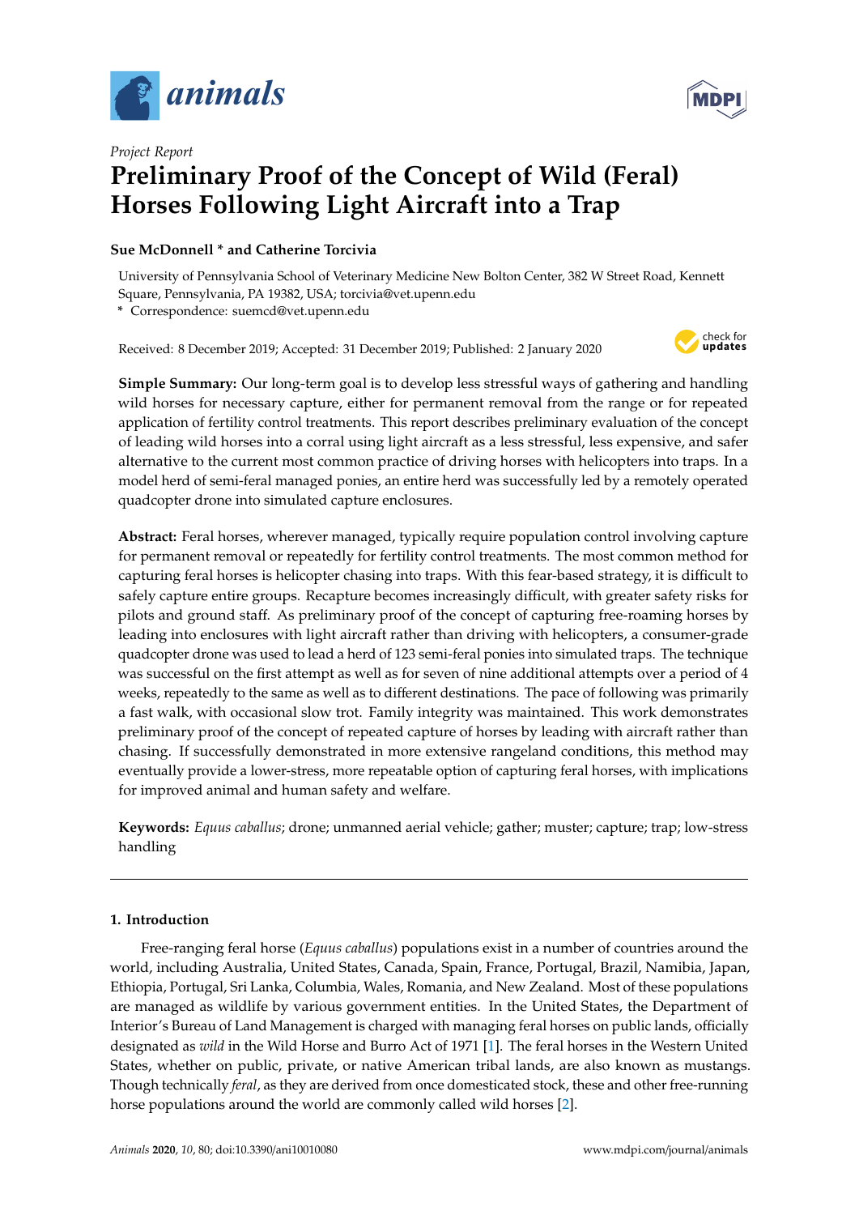*Project Report*

# Preliminary Proof of the Concept of Wild (Feral) Horses Following Light Aircraft into a Trap

**Sue McDonnell * and Catherine Torcivia**

University of Pennsylvania School of Veterinary Medicine New Bolton Center, 382 W Street Road, Kennett Square, Pennsylvania, PA 19382, USA; torcivia@vet.upenn.edu

* Correspondence: suemcd@vet.upenn.edu

Received: 8 December 2019; Accepted: 31 December 2019; Published: 2 January 2020

**Simple Summary:** Our long-term goal is to develop less stressful ways of gathering and handling wild horses for necessary capture, either for permanent removal from the range or for repeated application of fertility control treatments. This report describes preliminary evaluation of the concept of leading wild horses into a corral using light aircraft as a less stressful, less expensive, and safer alternative to the current most common practice of driving horses with helicopters into traps. In a model herd of semi-feral managed ponies, an entire herd was successfully led by a remotely operated quadcopter drone into simulated capture enclosures.

**Abstract:** Feral horses, wherever managed, typically require population control involving capture for permanent removal or repeatedly for fertility control treatments. The most common method for capturing feral horses is helicopter chasing into traps. With this fear-based strategy, it is difficult to safely capture entire groups. Recapture becomes increasingly difficult, with greater safety risks for pilots and ground staff. As preliminary proof of the concept of capturing free-roaming horses by leading into enclosures with light aircraft rather than driving with helicopters, a consumer-grade quadcopter drone was used to lead a herd of 123 semi-feral ponies into simulated traps. The technique was successful on the first attempt as well as for seven of nine additional attempts over a period of 4 weeks, repeatedly to the same as well as to different destinations. The pace of following was primarily a fast walk, with occasional slow trot. Family integrity was maintained. This work demonstrates preliminary proof of the concept of repeated capture of horses by leading with aircraft rather than chasing. If successfully demonstrated in more extensive rangeland conditions, this method may eventually provide a lower-stress, more repeatable option of capturing feral horses, with implications for improved animal and human safety and welfare.

**Keywords:** *Equus caballus*; drone; unmanned aerial vehicle; gather; muster; capture; trap; low-stress handling

## 1. Introduction

Free-ranging feral horse (*Equus caballus*) populations exist in a number of countries around the world, including Australia, United States, Canada, Spain, France, Portugal, Brazil, Namibia, Japan, Ethiopia, Portugal, Sri Lanka, Columbia, Wales, Romania, and New Zealand. Most of these populations are managed as wildlife by various government entities. In the United States, the Department of Interior's Bureau of Land Management is charged with managing feral horses on public lands, officially designated as *wild* in the Wild Horse and Burro Act of 1971 [1]. The feral horses in the Western United States, whether on public, private, or native American tribal lands, are also known as mustangs. Though technically *feral*, as they are derived from once domesticated stock, these and other free-running horse populations around the world are commonly called wild horses [2].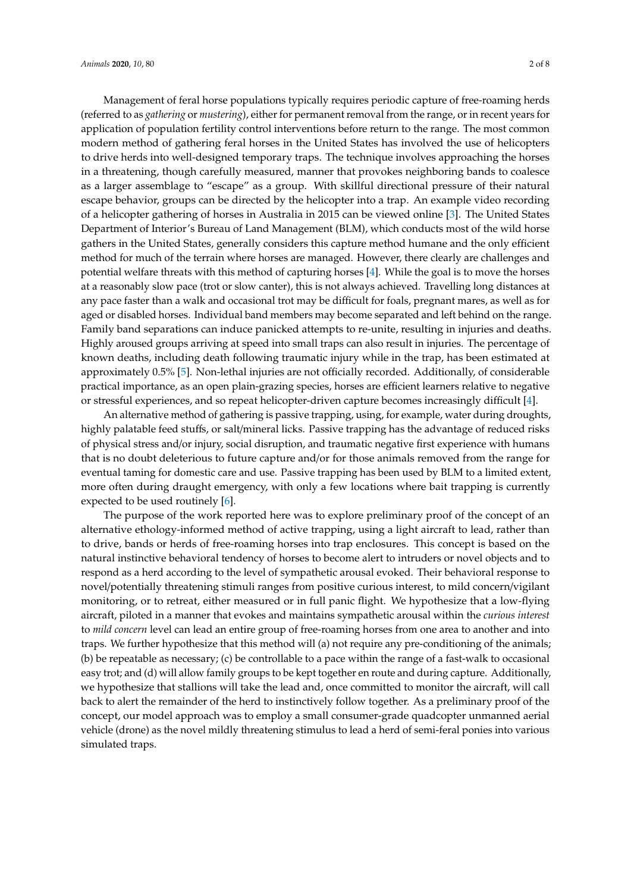Management of feral horse populations typically requires periodic capture of free-roaming herds (referred to as *gathering* or *mustering*), either for permanent removal from the range, or in recent years for application of population fertility control interventions before return to the range. The most common modern method of gathering feral horses in the United States has involved the use of helicopters to drive herds into well-designed temporary traps. The technique involves approaching the horses in a threatening, though carefully measured, manner that provokes neighboring bands to coalesce as a larger assemblage to "escape" as a group. With skillful directional pressure of their natural escape behavior, groups can be directed by the helicopter into a trap. An example video recording of a helicopter gathering of horses in Australia in 2015 can be viewed online [3]. The United States Department of Interior's Bureau of Land Management (BLM), which conducts most of the wild horse gathers in the United States, generally considers this capture method humane and the only efficient method for much of the terrain where horses are managed. However, there clearly are challenges and potential welfare threats with this method of capturing horses [4]. While the goal is to move the horses at a reasonably slow pace (trot or slow canter), this is not always achieved. Travelling long distances at any pace faster than a walk and occasional trot may be difficult for foals, pregnant mares, as well as for aged or disabled horses. Individual band members may become separated and left behind on the range. Family band separations can induce panicked attempts to re-unite, resulting in injuries and deaths. Highly aroused groups arriving at speed into small traps can also result in injuries. The percentage of known deaths, including death following traumatic injury while in the trap, has been estimated at approximately 0.5% [5]. Non-lethal injuries are not officially recorded. Additionally, of considerable practical importance, as an open plain-grazing species, horses are efficient learners relative to negative or stressful experiences, and so repeat helicopter-driven capture becomes increasingly difficult [4].

An alternative method of gathering is passive trapping, using, for example, water during droughts, highly palatable feed stuffs, or salt/mineral licks. Passive trapping has the advantage of reduced risks of physical stress and/or injury, social disruption, and traumatic negative first experience with humans that is no doubt deleterious to future capture and/or for those animals removed from the range for eventual taming for domestic care and use. Passive trapping has been used by BLM to a limited extent, more often during draught emergency, with only a few locations where bait trapping is currently expected to be used routinely [6].

The purpose of the work reported here was to explore preliminary proof of the concept of an alternative ethology-informed method of active trapping, using a light aircraft to lead, rather than to drive, bands or herds of free-roaming horses into trap enclosures. This concept is based on the natural instinctive behavioral tendency of horses to become alert to intruders or novel objects and to respond as a herd according to the level of sympathetic arousal evoked. Their behavioral response to novel/potentially threatening stimuli ranges from positive curious interest, to mild concern/vigilant monitoring, or to retreat, either measured or in full panic flight. We hypothesize that a low-flying aircraft, piloted in a manner that evokes and maintains sympathetic arousal within the *curious interest* to *mild concern* level can lead an entire group of free-roaming horses from one area to another and into traps. We further hypothesize that this method will (a) not require any pre-conditioning of the animals; (b) be repeatable as necessary; (c) be controllable to a pace within the range of a fast-walk to occasional easy trot; and (d) will allow family groups to be kept together en route and during capture. Additionally, we hypothesize that stallions will take the lead and, once committed to monitor the aircraft, will call back to alert the remainder of the herd to instinctively follow together. As a preliminary proof of the concept, our model approach was to employ a small consumer-grade quadcopter unmanned aerial vehicle (drone) as the novel mildly threatening stimulus to lead a herd of semi-feral ponies into various simulated traps.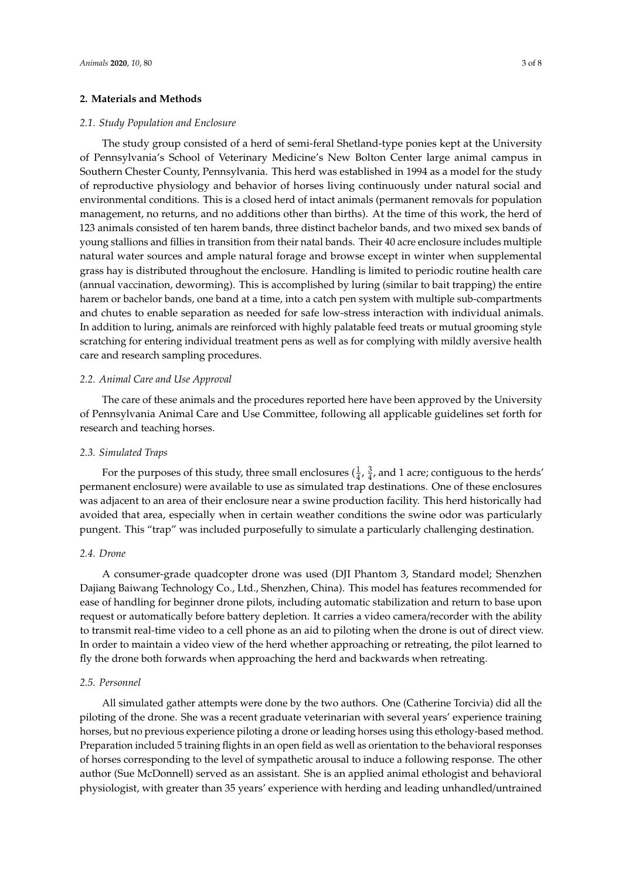## 2. Materials and Methods

### 2.1. Study Population and Enclosure

The study group consisted of a herd of semi-feral Shetland-type ponies kept at the University of Pennsylvania's School of Veterinary Medicine's New Bolton Center large animal campus in Southern Chester County, Pennsylvania. This herd was established in 1994 as a model for the study of reproductive physiology and behavior of horses living continuously under natural social and environmental conditions. This is a closed herd of intact animals (permanent removals for population management, no returns, and no additions other than births). At the time of this work, the herd of 123 animals consisted of ten harem bands, three distinct bachelor bands, and two mixed sex bands of young stallions and fillies in transition from their natal bands. Their 40 acre enclosure includes multiple natural water sources and ample natural forage and browse except in winter when supplemental grass hay is distributed throughout the enclosure. Handling is limited to periodic routine health care (annual vaccination, deworming). This is accomplished by luring (similar to bait trapping) the entire harem or bachelor bands, one band at a time, into a catch pen system with multiple sub-compartments and chutes to enable separation as needed for safe low-stress interaction with individual animals. In addition to luring, animals are reinforced with highly palatable feed treats or mutual grooming style scratching for entering individual treatment pens as well as for complying with mildly aversive health care and research sampling procedures.

### 2.2. Animal Care and Use Approval

The care of these animals and the procedures reported here have been approved by the University of Pennsylvania Animal Care and Use Committee, following all applicable guidelines set forth for research and teaching horses.

### 2.3. Simulated Traps

For the purposes of this study, three small enclosures ($\frac{1}{4}$, $\frac{3}{4}$, and 1 acre; contiguous to the herds' permanent enclosure) were available to use as simulated trap destinations. One of these enclosures was adjacent to an area of their enclosure near a swine production facility. This herd historically had avoided that area, especially when in certain weather conditions the swine odor was particularly pungent. This "trap" was included purposefully to simulate a particularly challenging destination.

### 2.4. Drone

A consumer-grade quadcopter drone was used (DJI Phantom 3, Standard model; Shenzhen Dajiang Baiwang Technology Co., Ltd., Shenzhen, China). This model has features recommended for ease of handling for beginner drone pilots, including automatic stabilization and return to base upon request or automatically before battery depletion. It carries a video camera/recorder with the ability to transmit real-time video to a cell phone as an aid to piloting when the drone is out of direct view. In order to maintain a video view of the herd whether approaching or retreating, the pilot learned to fly the drone both forwards when approaching the herd and backwards when retreating.

### 2.5. Personnel

All simulated gather attempts were done by the two authors. One (Catherine Torcivia) did all the piloting of the drone. She was a recent graduate veterinarian with several years' experience training horses, but no previous experience piloting a drone or leading horses using this ethology-based method. Preparation included 5 training flights in an open field as well as orientation to the behavioral responses of horses corresponding to the level of sympathetic arousal to induce a following response. The other author (Sue McDonnell) served as an assistant. She is an applied animal ethologist and behavioral physiologist, with greater than 35 years' experience with herding and leading unhandled/untrained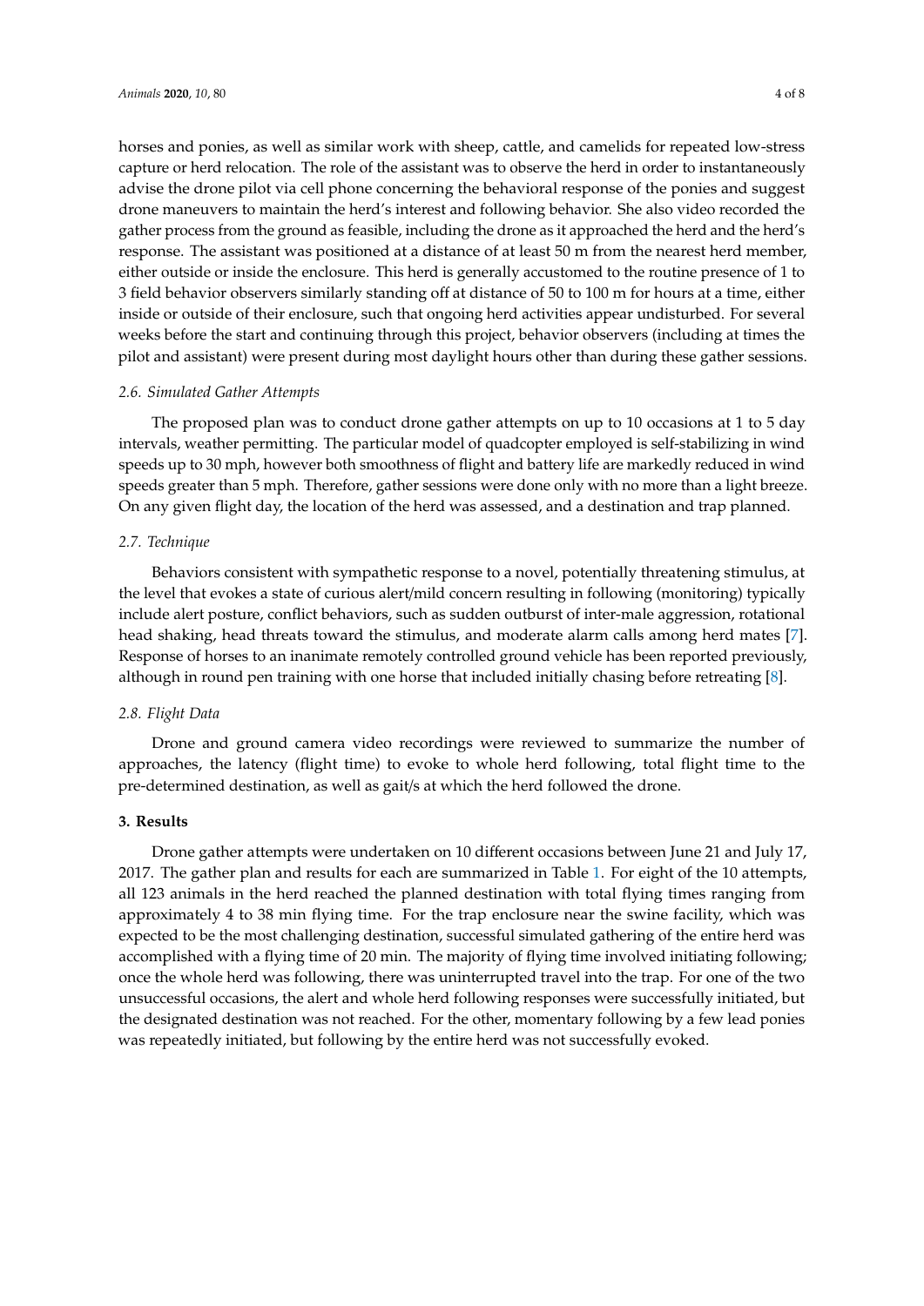horses and ponies, as well as similar work with sheep, cattle, and camelids for repeated low-stress capture or herd relocation. The role of the assistant was to observe the herd in order to instantaneously advise the drone pilot via cell phone concerning the behavioral response of the ponies and suggest drone maneuvers to maintain the herd's interest and following behavior. She also video recorded the gather process from the ground as feasible, including the drone as it approached the herd and the herd's response. The assistant was positioned at a distance of at least 50 m from the nearest herd member, either outside or inside the enclosure. This herd is generally accustomed to the routine presence of 1 to 3 field behavior observers similarly standing off at distance of 50 to 100 m for hours at a time, either inside or outside of their enclosure, such that ongoing herd activities appear undisturbed. For several weeks before the start and continuing through this project, behavior observers (including at times the pilot and assistant) were present during most daylight hours other than during these gather sessions.

### *2.6. Simulated Gather Attempts*

The proposed plan was to conduct drone gather attempts on up to 10 occasions at 1 to 5 day intervals, weather permitting. The particular model of quadcopter employed is self-stabilizing in wind speeds up to 30 mph, however both smoothness of flight and battery life are markedly reduced in wind speeds greater than 5 mph. Therefore, gather sessions were done only with no more than a light breeze. On any given flight day, the location of the herd was assessed, and a destination and trap planned.

### *2.7. Technique*

Behaviors consistent with sympathetic response to a novel, potentially threatening stimulus, at the level that evokes a state of curious alert/mild concern resulting in following (monitoring) typically include alert posture, conflict behaviors, such as sudden outburst of inter-male aggression, rotational head shaking, head threats toward the stimulus, and moderate alarm calls among herd mates [7]. Response of horses to an inanimate remotely controlled ground vehicle has been reported previously, although in round pen training with one horse that included initially chasing before retreating [8].

### *2.8. Flight Data*

Drone and ground camera video recordings were reviewed to summarize the number of approaches, the latency (flight time) to evoke to whole herd following, total flight time to the pre-determined destination, as well as gait/s at which the herd followed the drone.

## **3. Results**

Drone gather attempts were undertaken on 10 different occasions between June 21 and July 17, 2017. The gather plan and results for each are summarized in Table 1. For eight of the 10 attempts, all 123 animals in the herd reached the planned destination with total flying times ranging from approximately 4 to 38 min flying time. For the trap enclosure near the swine facility, which was expected to be the most challenging destination, successful simulated gathering of the entire herd was accomplished with a flying time of 20 min. The majority of flying time involved initiating following; once the whole herd was following, there was uninterrupted travel into the trap. For one of the two unsuccessful occasions, the alert and whole herd following responses were successfully initiated, but the designated destination was not reached. For the other, momentary following by a few lead ponies was repeatedly initiated, but following by the entire herd was not successfully evoked.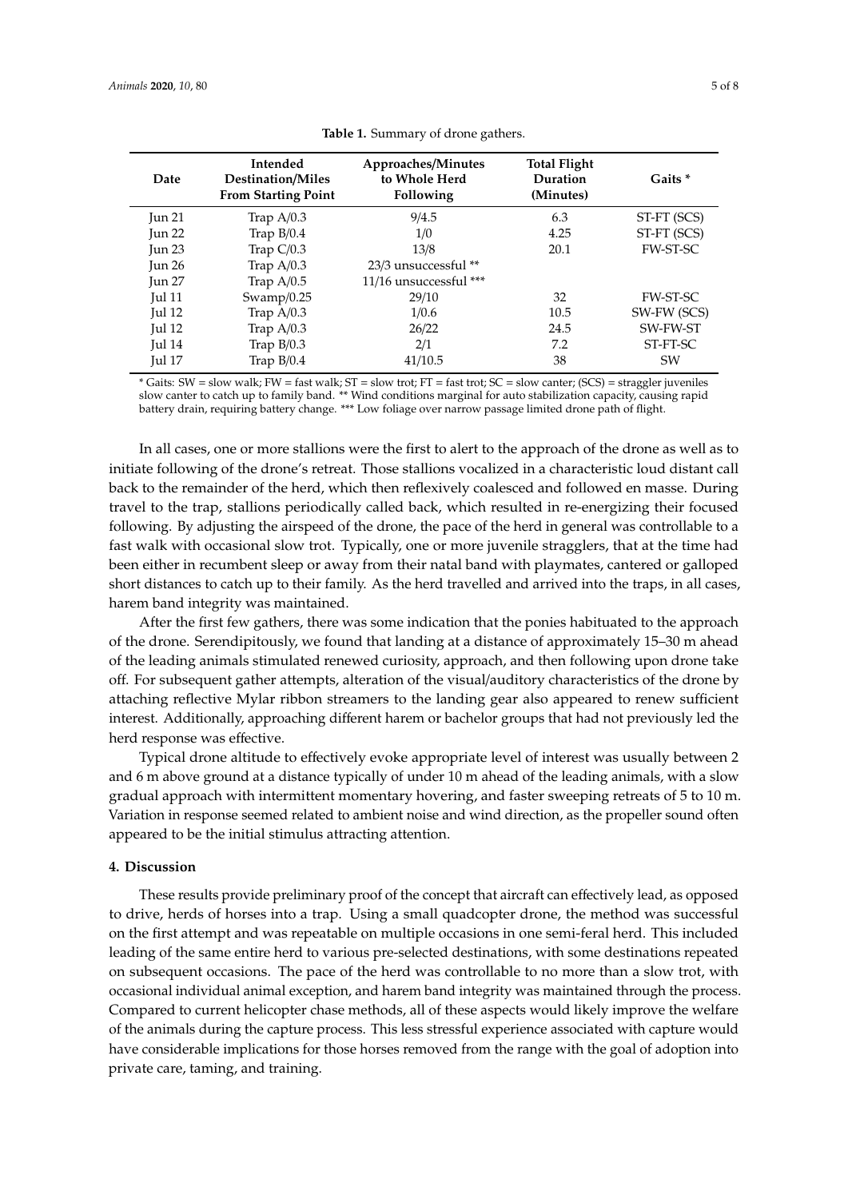**Table 1.** Summary of drone gathers.

| Date | Intended Destination/Miles From Starting Point | Approaches/Minutes to Whole Herd Following | Total Flight Duration (Minutes) | Gaits * |
|---|---|---|---|---|
| Jun 21 | Trap A/0.3 | 9/4.5 | 6.3 | ST-FT (SCS) |
| Jun 22 | Trap B/0.4 | 1/0 | 4.25 | ST-FT (SCS) |
| Jun 23 | Trap C/0.3 | 13/8 | 20.1 | FW-ST-SC |
| Jun 26 | Trap A/0.3 | 23/3 unsuccessful ** | | |
| Jun 27 | Trap A/0.5 | 11/16 unsuccessful *** | | |
| Jul 11 | Swamp/0.25 | 29/10 | 32 | FW-ST-SC |
| Jul 12 | Trap A/0.3 | 1/0.6 | 10.5 | SW-FW (SCS) |
| Jul 12 | Trap A/0.3 | 26/22 | 24.5 | SW-FW-ST |
| Jul 14 | Trap B/0.3 | 2/1 | 7.2 | ST-FT-SC |
| Jul 17 | Trap B/0.4 | 41/10.5 | 38 | SW |

* Gaits: SW = slow walk; FW = fast walk; ST = slow trot; FT = fast trot; SC = slow canter; (SCS) = straggler juveniles slow canter to catch up to family band. ** Wind conditions marginal for auto stabilization capacity, causing rapid battery drain, requiring battery change. *** Low foliage over narrow passage limited drone path of flight.

In all cases, one or more stallions were the first to alert to the approach of the drone as well as to initiate following of the drone's retreat. Those stallions vocalized in a characteristic loud distant call back to the remainder of the herd, which then reflexively coalesced and followed en masse. During travel to the trap, stallions periodically called back, which resulted in re-energizing their focused following. By adjusting the airspeed of the drone, the pace of the herd in general was controllable to a fast walk with occasional slow trot. Typically, one or more juvenile stragglers, that at the time had been either in recumbent sleep or away from their natal band with playmates, cantered or galloped short distances to catch up to their family. As the herd travelled and arrived into the traps, in all cases, harem band integrity was maintained.

After the first few gathers, there was some indication that the ponies habituated to the approach of the drone. Serendipitously, we found that landing at a distance of approximately 15–30 m ahead of the leading animals stimulated renewed curiosity, approach, and then following upon drone take off. For subsequent gather attempts, alteration of the visual/auditory characteristics of the drone by attaching reflective Mylar ribbon streamers to the landing gear also appeared to renew sufficient interest. Additionally, approaching different harem or bachelor groups that had not previously led the herd response was effective.

Typical drone altitude to effectively evoke appropriate level of interest was usually between 2 and 6 m above ground at a distance typically of under 10 m ahead of the leading animals, with a slow gradual approach with intermittent momentary hovering, and faster sweeping retreats of 5 to 10 m. Variation in response seemed related to ambient noise and wind direction, as the propeller sound often appeared to be the initial stimulus attracting attention.

#### 4. Discussion

These results provide preliminary proof of the concept that aircraft can effectively lead, as opposed to drive, herds of horses into a trap. Using a small quadcopter drone, the method was successful on the first attempt and was repeatable on multiple occasions in one semi-feral herd. This included leading of the same entire herd to various pre-selected destinations, with some destinations repeated on subsequent occasions. The pace of the herd was controllable to no more than a slow trot, with occasional individual animal exception, and harem band integrity was maintained through the process. Compared to current helicopter chase methods, all of these aspects would likely improve the welfare of the animals during the capture process. This less stressful experience associated with capture would have considerable implications for those horses removed from the range with the goal of adoption into private care, taming, and training.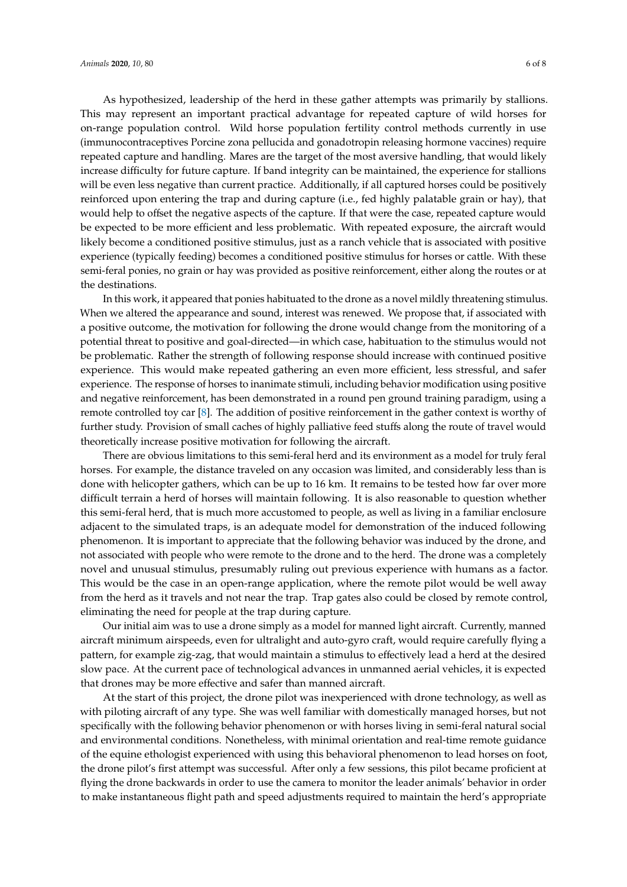As hypothesized, leadership of the herd in these gather attempts was primarily by stallions. This may represent an important practical advantage for repeated capture of wild horses for on-range population control. Wild horse population fertility control methods currently in use (immunocontraceptives Porcine zona pellucida and gonadotropin releasing hormone vaccines) require repeated capture and handling. Mares are the target of the most aversive handling, that would likely increase difficulty for future capture. If band integrity can be maintained, the experience for stallions will be even less negative than current practice. Additionally, if all captured horses could be positively reinforced upon entering the trap and during capture (i.e., fed highly palatable grain or hay), that would help to offset the negative aspects of the capture. If that were the case, repeated capture would be expected to be more efficient and less problematic. With repeated exposure, the aircraft would likely become a conditioned positive stimulus, just as a ranch vehicle that is associated with positive experience (typically feeding) becomes a conditioned positive stimulus for horses or cattle. With these semi-feral ponies, no grain or hay was provided as positive reinforcement, either along the routes or at the destinations.

In this work, it appeared that ponies habituated to the drone as a novel mildly threatening stimulus. When we altered the appearance and sound, interest was renewed. We propose that, if associated with a positive outcome, the motivation for following the drone would change from the monitoring of a potential threat to positive and goal-directed—in which case, habituation to the stimulus would not be problematic. Rather the strength of following response should increase with continued positive experience. This would make repeated gathering an even more efficient, less stressful, and safer experience. The response of horses to inanimate stimuli, including behavior modification using positive and negative reinforcement, has been demonstrated in a round pen ground training paradigm, using a remote controlled toy car [8]. The addition of positive reinforcement in the gather context is worthy of further study. Provision of small caches of highly palliative feed stuffs along the route of travel would theoretically increase positive motivation for following the aircraft.

There are obvious limitations to this semi-feral herd and its environment as a model for truly feral horses. For example, the distance traveled on any occasion was limited, and considerably less than is done with helicopter gathers, which can be up to 16 km. It remains to be tested how far over more difficult terrain a herd of horses will maintain following. It is also reasonable to question whether this semi-feral herd, that is much more accustomed to people, as well as living in a familiar enclosure adjacent to the simulated traps, is an adequate model for demonstration of the induced following phenomenon. It is important to appreciate that the following behavior was induced by the drone, and not associated with people who were remote to the drone and to the herd. The drone was a completely novel and unusual stimulus, presumably ruling out previous experience with humans as a factor. This would be the case in an open-range application, where the remote pilot would be well away from the herd as it travels and not near the trap. Trap gates also could be closed by remote control, eliminating the need for people at the trap during capture.

Our initial aim was to use a drone simply as a model for manned light aircraft. Currently, manned aircraft minimum airspeeds, even for ultralight and auto-gyro craft, would require carefully flying a pattern, for example zig-zag, that would maintain a stimulus to effectively lead a herd at the desired slow pace. At the current pace of technological advances in unmanned aerial vehicles, it is expected that drones may be more effective and safer than manned aircraft.

At the start of this project, the drone pilot was inexperienced with drone technology, as well as with piloting aircraft of any type. She was well familiar with domestically managed horses, but not specifically with the following behavior phenomenon or with horses living in semi-feral natural social and environmental conditions. Nonetheless, with minimal orientation and real-time remote guidance of the equine ethologist experienced with using this behavioral phenomenon to lead horses on foot, the drone pilot's first attempt was successful. After only a few sessions, this pilot became proficient at flying the drone backwards in order to use the camera to monitor the leader animals' behavior in order to make instantaneous flight path and speed adjustments required to maintain the herd's appropriate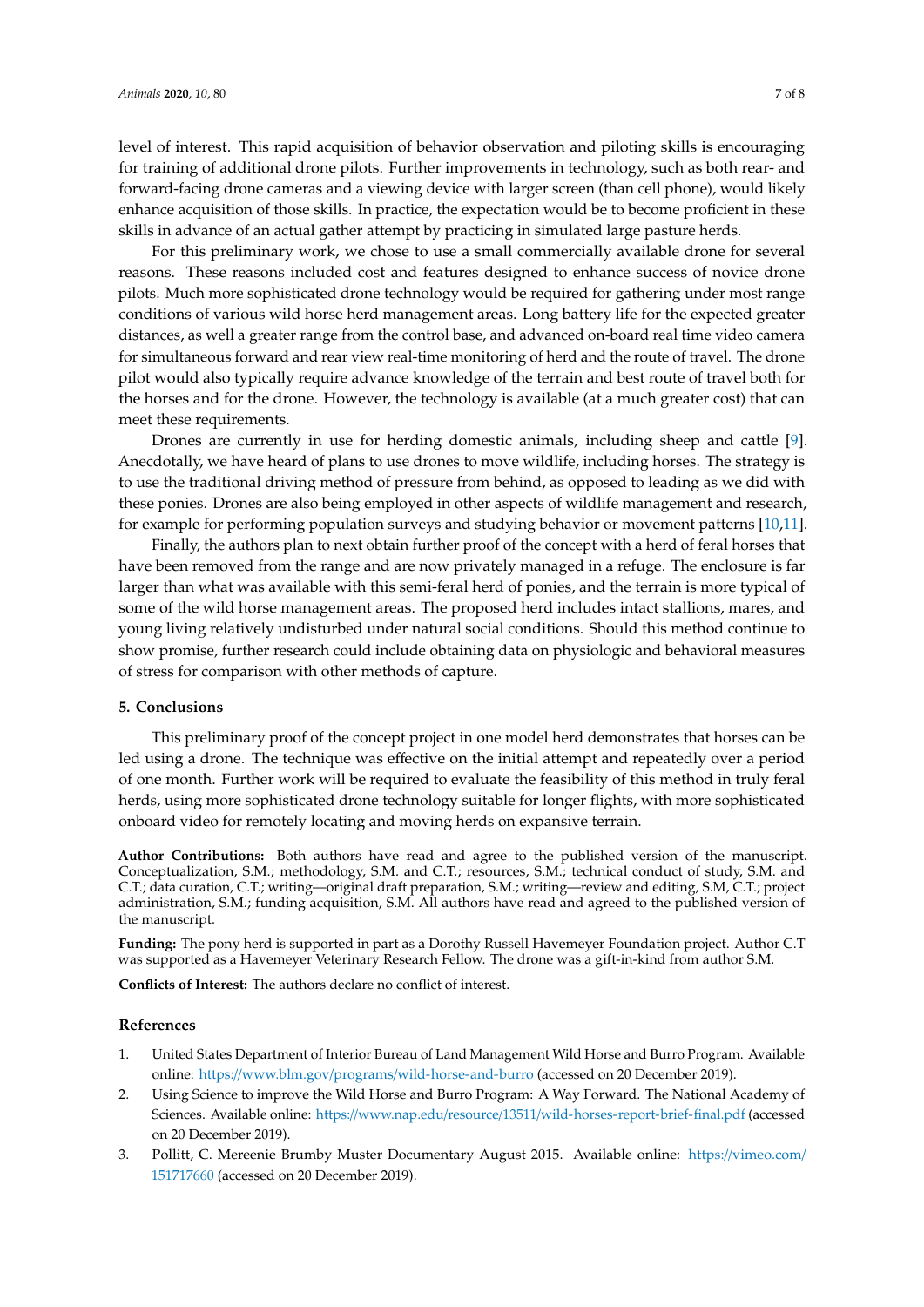level of interest. This rapid acquisition of behavior observation and piloting skills is encouraging for training of additional drone pilots. Further improvements in technology, such as both rear- and forward-facing drone cameras and a viewing device with larger screen (than cell phone), would likely enhance acquisition of those skills. In practice, the expectation would be to become proficient in these skills in advance of an actual gather attempt by practicing in simulated large pasture herds.

For this preliminary work, we chose to use a small commercially available drone for several reasons. These reasons included cost and features designed to enhance success of novice drone pilots. Much more sophisticated drone technology would be required for gathering under most range conditions of various wild horse herd management areas. Long battery life for the expected greater distances, as well a greater range from the control base, and advanced on-board real time video camera for simultaneous forward and rear view real-time monitoring of herd and the route of travel. The drone pilot would also typically require advance knowledge of the terrain and best route of travel both for the horses and for the drone. However, the technology is available (at a much greater cost) that can meet these requirements.

Drones are currently in use for herding domestic animals, including sheep and cattle [9]. Anecdotally, we have heard of plans to use drones to move wildlife, including horses. The strategy is to use the traditional driving method of pressure from behind, as opposed to leading as we did with these ponies. Drones are also being employed in other aspects of wildlife management and research, for example for performing population surveys and studying behavior or movement patterns [10,11].

Finally, the authors plan to next obtain further proof of the concept with a herd of feral horses that have been removed from the range and are now privately managed in a refuge. The enclosure is far larger than what was available with this semi-feral herd of ponies, and the terrain is more typical of some of the wild horse management areas. The proposed herd includes intact stallions, mares, and young living relatively undisturbed under natural social conditions. Should this method continue to show promise, further research could include obtaining data on physiologic and behavioral measures of stress for comparison with other methods of capture.

## 5. Conclusions

This preliminary proof of the concept project in one model herd demonstrates that horses can be led using a drone. The technique was effective on the initial attempt and repeatedly over a period of one month. Further work will be required to evaluate the feasibility of this method in truly feral herds, using more sophisticated drone technology suitable for longer flights, with more sophisticated onboard video for remotely locating and moving herds on expansive terrain.

**Author Contributions:** Both authors have read and agree to the published version of the manuscript. Conceptualization, S.M.; methodology, S.M. and C.T.; resources, S.M.; technical conduct of study, S.M. and C.T.; data curation, C.T.; writing—original draft preparation, S.M.; writing—review and editing, S.M, C.T.; project administration, S.M.; funding acquisition, S.M. All authors have read and agreed to the published version of the manuscript.

**Funding:** The pony herd is supported in part as a Dorothy Russell Havemeyer Foundation project. Author C.T was supported as a Havemeyer Veterinary Research Fellow. The drone was a gift-in-kind from author S.M.

**Conflicts of Interest:** The authors declare no conflict of interest.

## References

1. United States Department of Interior Bureau of Land Management Wild Horse and Burro Program. Available online: https://www.blm.gov/programs/wild-horse-and-burro (accessed on 20 December 2019).
2. Using Science to improve the Wild Horse and Burro Program: A Way Forward. The National Academy of Sciences. Available online: https://www.nap.edu/resource/13511/wild-horses-report-brief-final.pdf (accessed on 20 December 2019).
3. Pollitt, C. Mereenie Brumby Muster Documentary August 2015. Available online: https://vimeo.com/151717660 (accessed on 20 December 2019).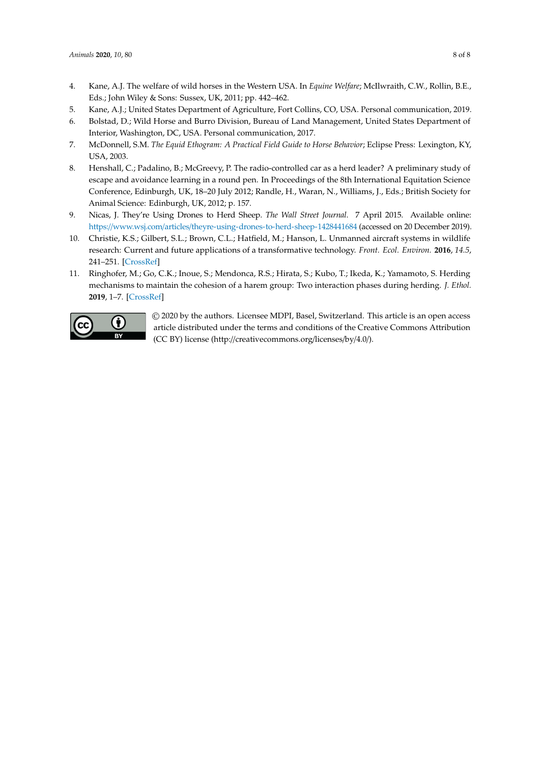4. Kane, A.J. The welfare of wild horses in the Western USA. In *Equine Welfare*; McIlwraith, C.W., Rollin, B.E., Eds.; John Wiley & Sons: Sussex, UK, 2011; pp. 442–462.
5. Kane, A.J.; United States Department of Agriculture, Fort Collins, CO, USA. Personal communication, 2019.
6. Bolstad, D.; Wild Horse and Burro Division, Bureau of Land Management, United States Department of Interior, Washington, DC, USA. Personal communication, 2017.
7. McDonnell, S.M. *The Equid Ethogram: A Practical Field Guide to Horse Behavior*; Eclipse Press: Lexington, KY, USA, 2003.
8. Henshall, C.; Padalino, B.; McGreevy, P. The radio-controlled car as a herd leader? A preliminary study of escape and avoidance learning in a round pen. In Proceedings of the 8th International Equitation Science Conference, Edinburgh, UK, 18–20 July 2012; Randle, H., Waran, N., Williams, J., Eds.; British Society for Animal Science: Edinburgh, UK, 2012; p. 157.
9. Nicas, J. They're Using Drones to Herd Sheep. *The Wall Street Journal*. 7 April 2015. Available online: https://www.wsj.com/articles/theyre-using-drones-to-herd-sheep-1428441684 (accessed on 20 December 2019).
10. Christie, K.S.; Gilbert, S.L.; Brown, C.L.; Hatfield, M.; Hanson, L. Unmanned aircraft systems in wildlife research: Current and future applications of a transformative technology. *Front. Ecol. Environ.* **2016**, *14.5*, 241–251. [CrossRef]
11. Ringhofer, M.; Go, C.K.; Inoue, S.; Mendonca, R.S.; Hirata, S.; Kubo, T.; Ikeda, K.; Yamamoto, S. Herding mechanisms to maintain the cohesion of a harem group: Two interaction phases during herding. *J. Ethol.* **2019**, 1–7. [CrossRef]

© 2020 by the authors. Licensee MDPI, Basel, Switzerland. This article is an open access article distributed under the terms and conditions of the Creative Commons Attribution (CC BY) license (http://creativecommons.org/licenses/by/4.0/).